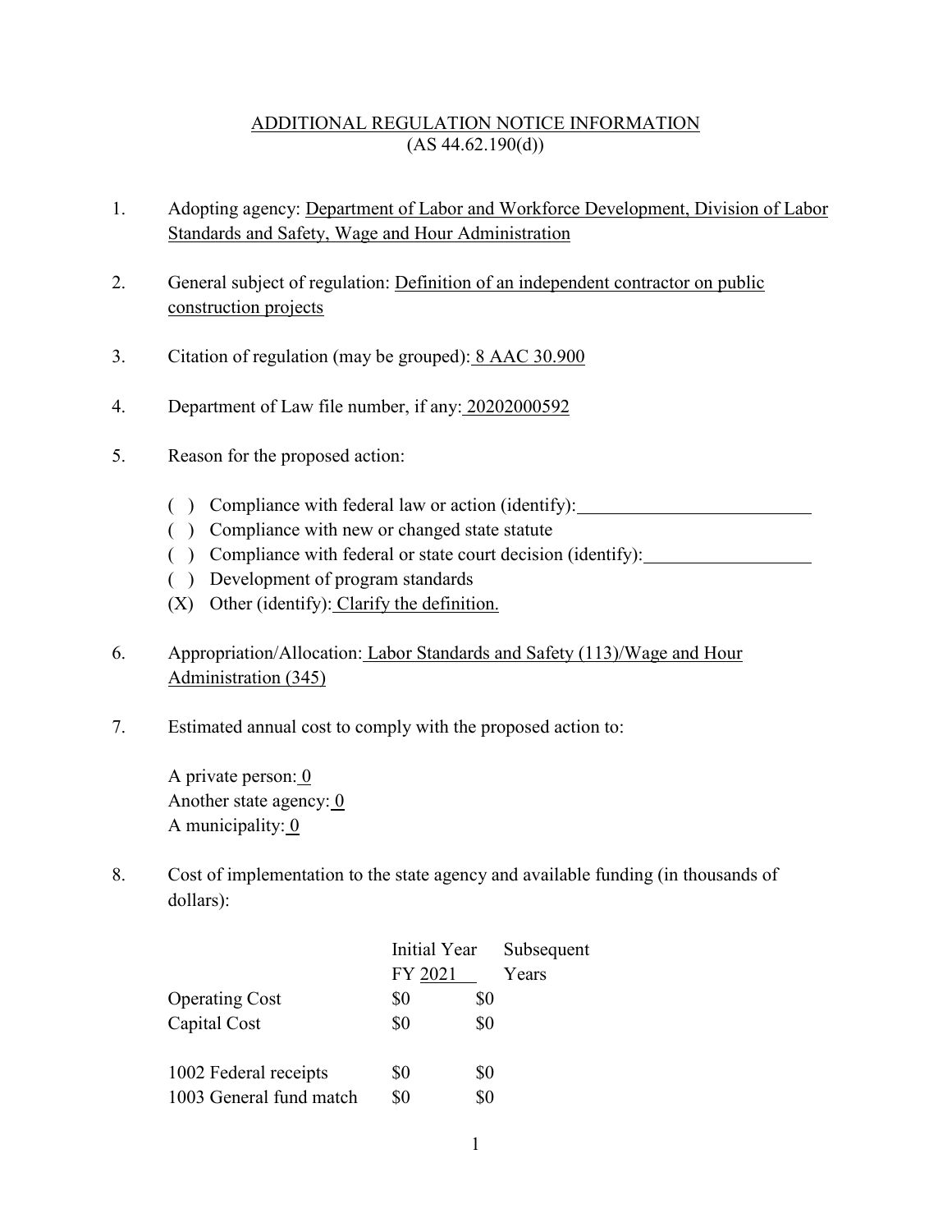# ADDITIONAL REGULATION NOTICE INFORMATION
(AS 44.62.190(d))

1. Adopting agency: Department of Labor and Workforce Development, Division of Labor Standards and Safety, Wage and Hour Administration

2. General subject of regulation: Definition of an independent contractor on public construction projects

3. Citation of regulation (may be grouped): 8 AAC 30.900

4. Department of Law file number, if any: 20202000592

5. Reason for the proposed action:

   ( ) Compliance with federal law or action (identify): ______________
   ( ) Compliance with new or changed state statute
   ( ) Compliance with federal or state court decision (identify): ______________
   ( ) Development of program standards
   (X) Other (identify): Clarify the definition.

6. Appropriation/Allocation: Labor Standards and Safety (113)/Wage and Hour Administration (345)

7. Estimated annual cost to comply with the proposed action to:

   A private person: 0
   Another state agency: 0
   A municipality: 0

8. Cost of implementation to the state agency and available funding (in thousands of dollars):

| | Initial Year FY 2021 | Subsequent Years |
|---|---|---|
| Operating Cost | $0 | $0 |
| Capital Cost | $0 | $0 |
| | | |
| 1002 Federal receipts | $0 | $0 |
| 1003 General fund match | $0 | $0 |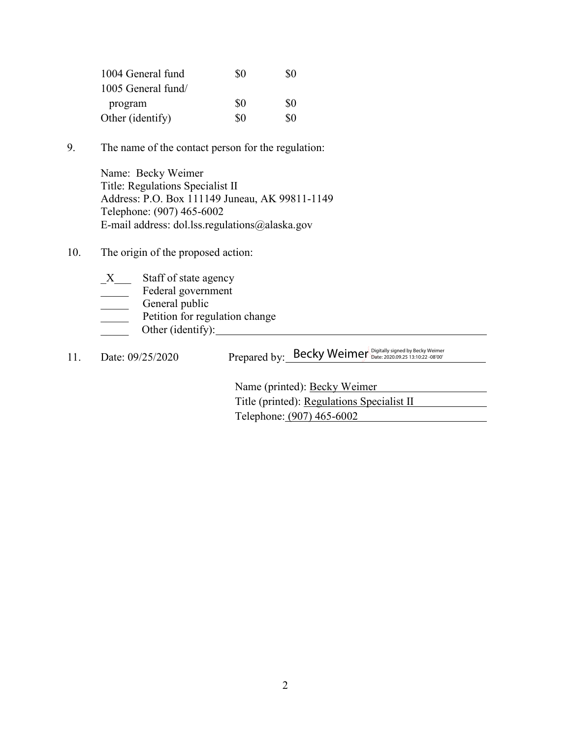| | | |
|---|---|---|
| 1004 General fund | \$0 | \$0 |
| 1005 General fund/ program | \$0 | \$0 |
| Other (identify) | \$0 | \$0 |

9. The name of the contact person for the regulation:

   Name: Becky Weimer
   Title: Regulations Specialist II
   Address: P.O. Box 111149 Juneau, AK 99811-1149
   Telephone: (907) 465-6002
   E-mail address: dol.lss.regulations@alaska.gov

10. The origin of the proposed action:

    _X___ Staff of state agency
    _____ Federal government
    _____ General public
    _____ Petition for regulation change
    _____ Other (identify):______________________

11. Date: 09/25/2020 Prepared by: Becky Weimer Digitally signed by Becky Weimer Date: 2020.09.25 13:10:22 -08'00'

    Name (printed): Becky Weimer
    Title (printed): Regulations Specialist II
    Telephone: (907) 465-6002